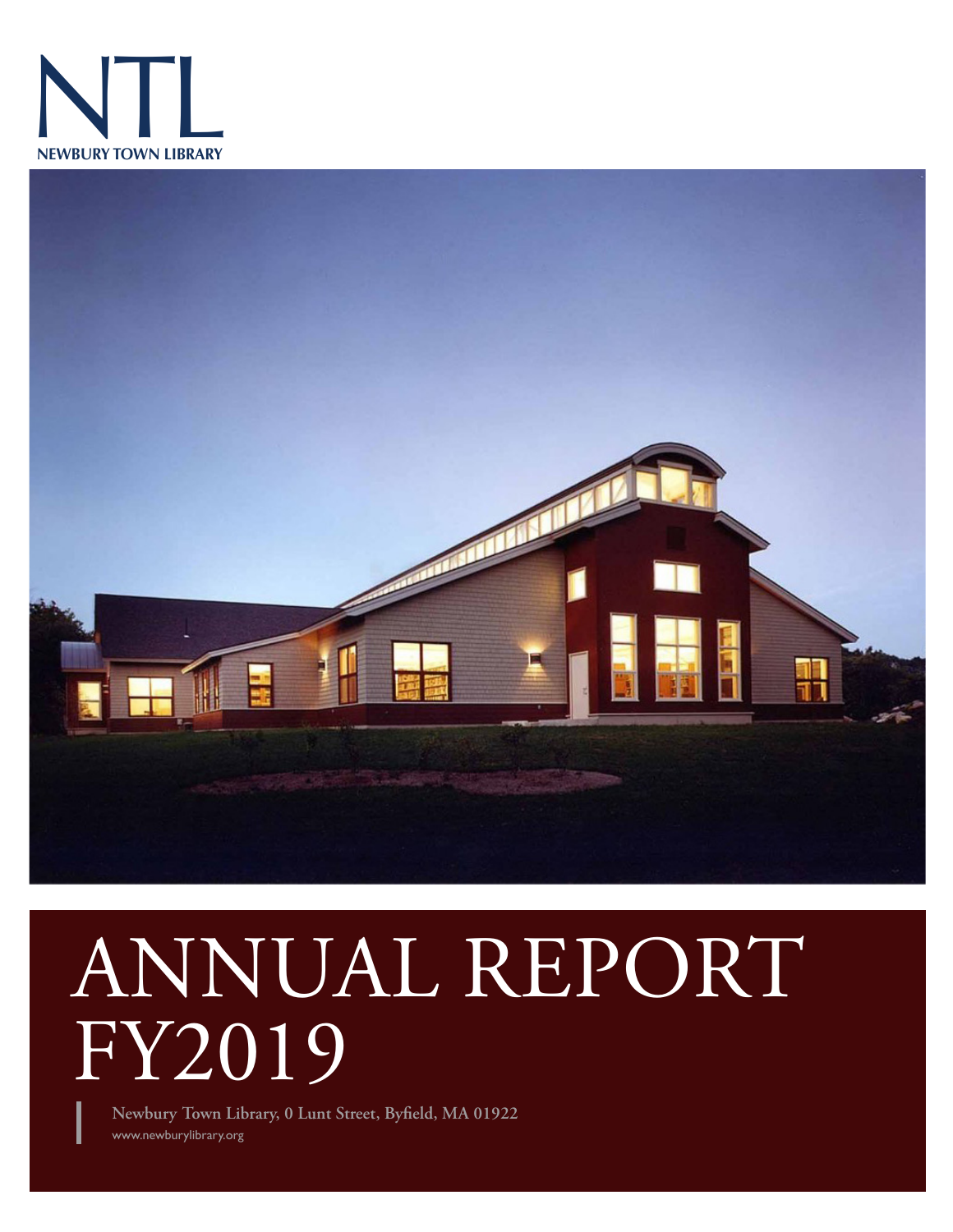NTL

NEWBURY TOWN LIBRARY

# ANNUAL REPORT FY2019

**Newbury Town Library, 0 Lunt Street, Byfield, MA 01922**

www.newburylibrary.org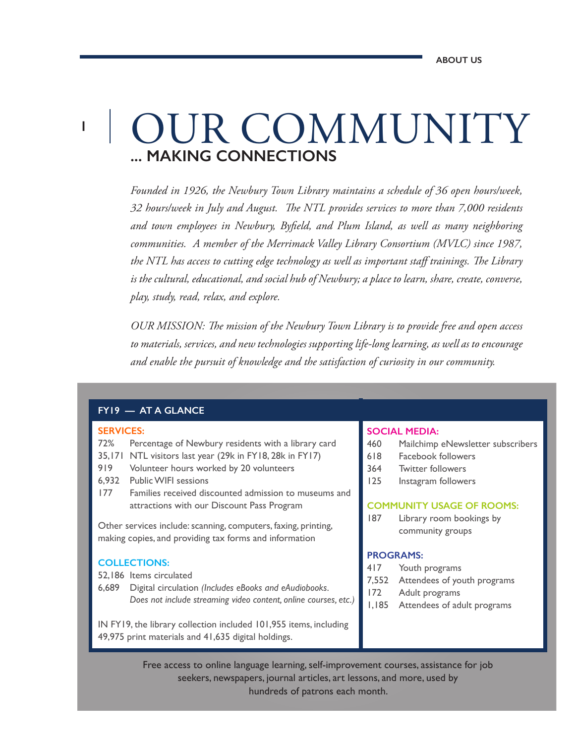# OUR COMMUNITY

## ... MAKING CONNECTIONS

*Founded in 1926, the Newbury Town Library maintains a schedule of 36 open hours/week, 32 hours/week in July and August. The NTL provides services to more than 7,000 residents and town employees in Newbury, Byfield, and Plum Island, as well as many neighboring communities. A member of the Merrimack Valley Library Consortium (MVLC) since 1987, the NTL has access to cutting edge technology as well as important staff trainings. The Library is the cultural, educational, and social hub of Newbury; a place to learn, share, create, converse, play, study, read, relax, and explore.*

*OUR MISSION: The mission of the Newbury Town Library is to provide free and open access to materials, services, and new technologies supporting life-long learning, as well as to encourage and enable the pursuit of knowledge and the satisfaction of curiosity in our community.*

## FY19 — AT A GLANCE

### SERVICES:

- 72% Percentage of Newbury residents with a library card
- 35,171 NTL visitors last year (29k in FY18, 28k in FY17)
- 919 Volunteer hours worked by 20 volunteers
- 6,932 Public WIFI sessions
- 177 Families received discounted admission to museums and attractions with our Discount Pass Program

Other services include: scanning, computers, faxing, printing, making copies, and providing tax forms and information

### COLLECTIONS:

- 52,186 Items circulated
- 6,689 Digital circulation *(Includes eBooks and eAudiobooks. Does not include streaming video content, online courses, etc.)*

IN FY19, the library collection included 101,955 items, including 49,975 print materials and 41,635 digital holdings.

### SOCIAL MEDIA:

- 460 Mailchimp eNewsletter subscribers
- 618 Facebook followers
- 364 Twitter followers
- 125 Instagram followers

### COMMUNITY USAGE OF ROOMS:

- 187 Library room bookings by community groups

### PROGRAMS:

- 417 Youth programs
- 7,552 Attendees of youth programs
- 172 Adult programs
- 1,185 Attendees of adult programs

Free access to online language learning, self-improvement courses, assistance for job seekers, newspapers, journal articles, art lessons, and more, used by hundreds of patrons each month.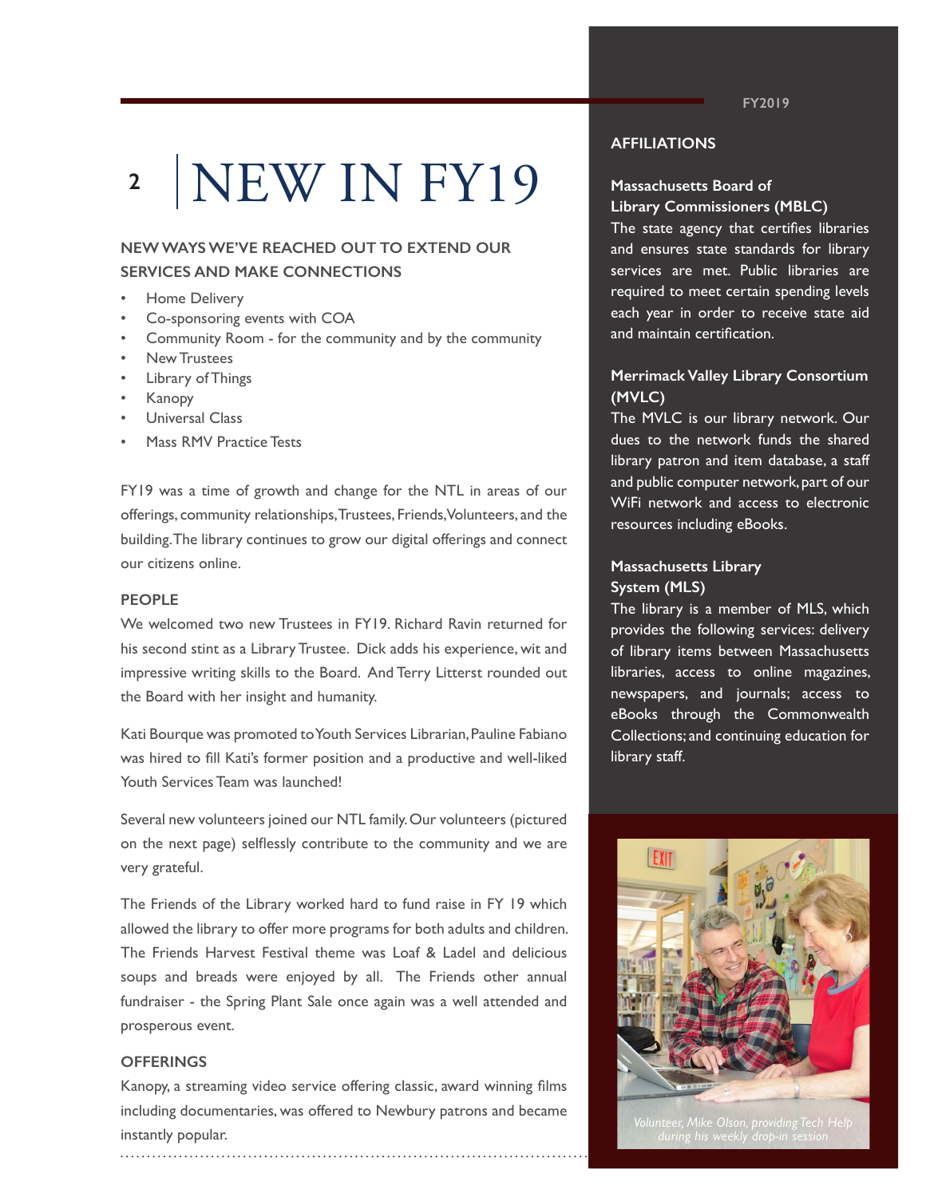# NEW IN FY19

**NEW WAYS WE'VE REACHED OUT TO EXTEND OUR SERVICES AND MAKE CONNECTIONS**

- Home Delivery
- Co-sponsoring events with COA
- Community Room - for the community and by the community
- New Trustees
- Library of Things
- Kanopy
- Universal Class
- Mass RMV Practice Tests

FY19 was a time of growth and change for the NTL in areas of our offerings, community relationships, Trustees, Friends, Volunteers, and the building. The library continues to grow our digital offerings and connect our citizens online.

### PEOPLE

We welcomed two new Trustees in FY19. Richard Ravin returned for his second stint as a Library Trustee. Dick adds his experience, wit and impressive writing skills to the Board. And Terry Litterst rounded out the Board with her insight and humanity.

Kati Bourque was promoted to Youth Services Librarian, Pauline Fabiano was hired to fill Kati's former position and a productive and well-liked Youth Services Team was launched!

Several new volunteers joined our NTL family. Our volunteers (pictured on the next page) selflessly contribute to the community and we are very grateful.

The Friends of the Library worked hard to fund raise in FY 19 which allowed the library to offer more programs for both adults and children. The Friends Harvest Festival theme was Loaf & Ladel and delicious soups and breads were enjoyed by all. The Friends other annual fundraiser - the Spring Plant Sale once again was a well attended and prosperous event.

### OFFERINGS

Kanopy, a streaming video service offering classic, award winning films including documentaries, was offered to Newbury patrons and became instantly popular.

## AFFILIATIONS

**Massachusetts Board of Library Commissioners (MBLC)**
The state agency that certifies libraries and ensures state standards for library services are met. Public libraries are required to meet certain spending levels each year in order to receive state aid and maintain certification.

**Merrimack Valley Library Consortium (MVLC)**
The MVLC is our library network. Our dues to the network funds the shared library patron and item database, a staff and public computer network, part of our WiFi network and access to electronic resources including eBooks.

**Massachusetts Library System (MLS)**
The library is a member of MLS, which provides the following services: delivery of library items between Massachusetts libraries, access to online magazines, newspapers, and journals; access to eBooks through the Commonwealth Collections; and continuing education for library staff.

*Volunteer, Mike Olson, providing Tech Help during his weekly drop-in session*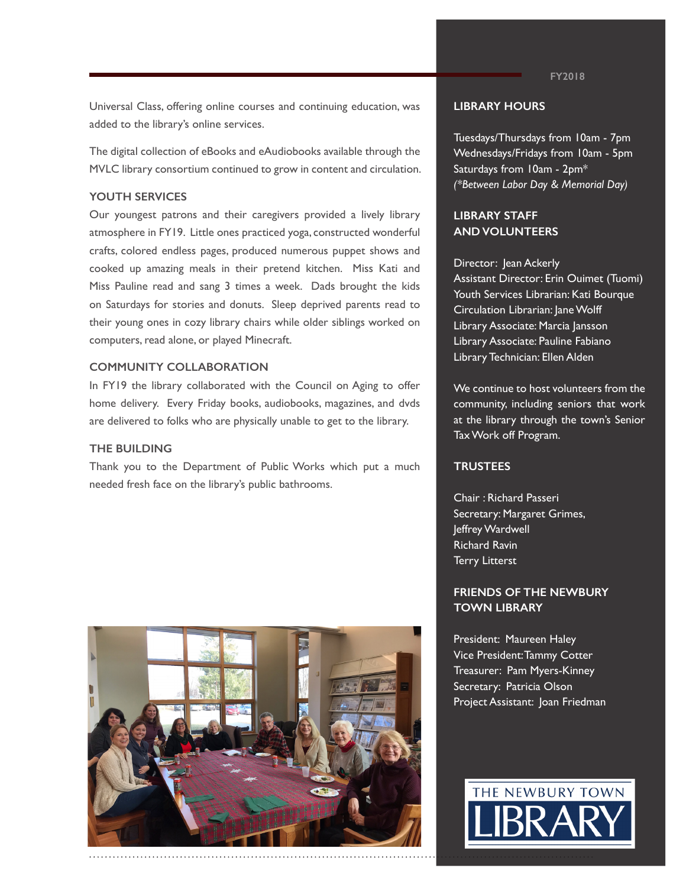Universal Class, offering online courses and continuing education, was added to the library's online services.

The digital collection of eBooks and eAudiobooks available through the MVLC library consortium continued to grow in content and circulation.

### YOUTH SERVICES

Our youngest patrons and their caregivers provided a lively library atmosphere in FY19. Little ones practiced yoga, constructed wonderful crafts, colored endless pages, produced numerous puppet shows and cooked up amazing meals in their pretend kitchen. Miss Kati and Miss Pauline read and sang 3 times a week. Dads brought the kids on Saturdays for stories and donuts. Sleep deprived parents read to their young ones in cozy library chairs while older siblings worked on computers, read alone, or played Minecraft.

### COMMUNITY COLLABORATION

In FY19 the library collaborated with the Council on Aging to offer home delivery. Every Friday books, audiobooks, magazines, and dvds are delivered to folks who are physically unable to get to the library.

### THE BUILDING

Thank you to the Department of Public Works which put a much needed fresh face on the library's public bathrooms.

FY2018

### LIBRARY HOURS

Tuesdays/Thursdays from 10am - 7pm
Wednesdays/Fridays from 10am - 5pm
Saturdays from 10am - 2pm*
*(*Between Labor Day & Memorial Day)*

### LIBRARY STAFF AND VOLUNTEERS

Director: Jean Ackerly
Assistant Director: Erin Ouimet (Tuomi)
Youth Services Librarian: Kati Bourque
Circulation Librarian: Jane Wolff
Library Associate: Marcia Jansson
Library Associate: Pauline Fabiano
Library Technician: Ellen Alden

We continue to host volunteers from the community, including seniors that work at the library through the town's Senior Tax Work off Program.

### TRUSTEES

Chair : Richard Passeri
Secretary: Margaret Grimes,
Jeffrey Wardwell
Richard Ravin
Terry Litterst

### FRIENDS OF THE NEWBURY TOWN LIBRARY

President: Maureen Haley
Vice President: Tammy Cotter
Treasurer: Pam Myers-Kinney
Secretary: Patricia Olson
Project Assistant: Joan Friedman

THE NEWBURY TOWN LIBRARY